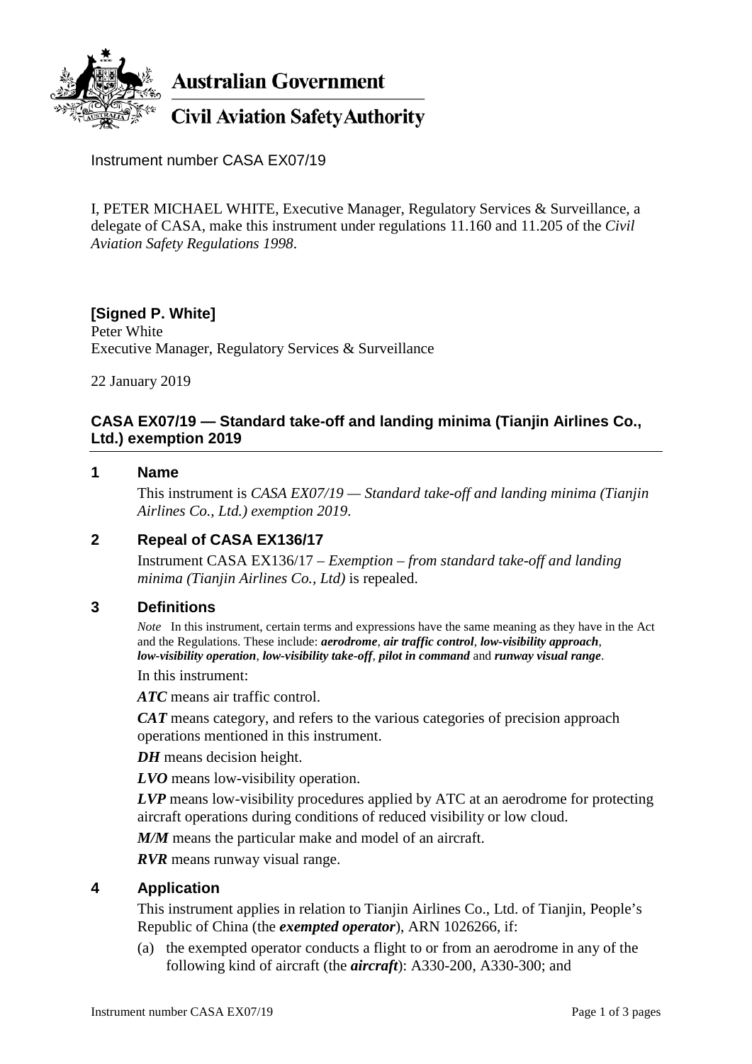**Australian Government**

**Civil Aviation Safety Authority**

Instrument number CASA EX07/19

I, PETER MICHAEL WHITE, Executive Manager, Regulatory Services & Surveillance, a delegate of CASA, make this instrument under regulations 11.160 and 11.205 of the *Civil Aviation Safety Regulations 1998*.

**[Signed P. White]**
Peter White
Executive Manager, Regulatory Services & Surveillance

22 January 2019

## CASA EX07/19 — Standard take-off and landing minima (Tianjin Airlines Co., Ltd.) exemption 2019

### 1 Name

This instrument is *CASA EX07/19 — Standard take-off and landing minima (Tianjin Airlines Co., Ltd.) exemption 2019*.

### 2 Repeal of CASA EX136/17

Instrument CASA EX136/17 – *Exemption – from standard take-off and landing minima (Tianjin Airlines Co., Ltd)* is repealed.

### 3 Definitions

*Note* In this instrument, certain terms and expressions have the same meaning as they have in the Act and the Regulations. These include: ***aerodrome***, ***air traffic control***, ***low-visibility approach***, ***low-visibility operation***, ***low-visibility take-off***, ***pilot in command*** and ***runway visual range***.

In this instrument:

***ATC*** means air traffic control.

***CAT*** means category, and refers to the various categories of precision approach operations mentioned in this instrument.

***DH*** means decision height.

***LVO*** means low-visibility operation.

***LVP*** means low-visibility procedures applied by ATC at an aerodrome for protecting aircraft operations during conditions of reduced visibility or low cloud.

***M/M*** means the particular make and model of an aircraft.

***RVR*** means runway visual range.

### 4 Application

This instrument applies in relation to Tianjin Airlines Co., Ltd. of Tianjin, People's Republic of China (the ***exempted operator***), ARN 1026266, if:

(a) the exempted operator conducts a flight to or from an aerodrome in any of the following kind of aircraft (the ***aircraft***): A330-200, A330-300; and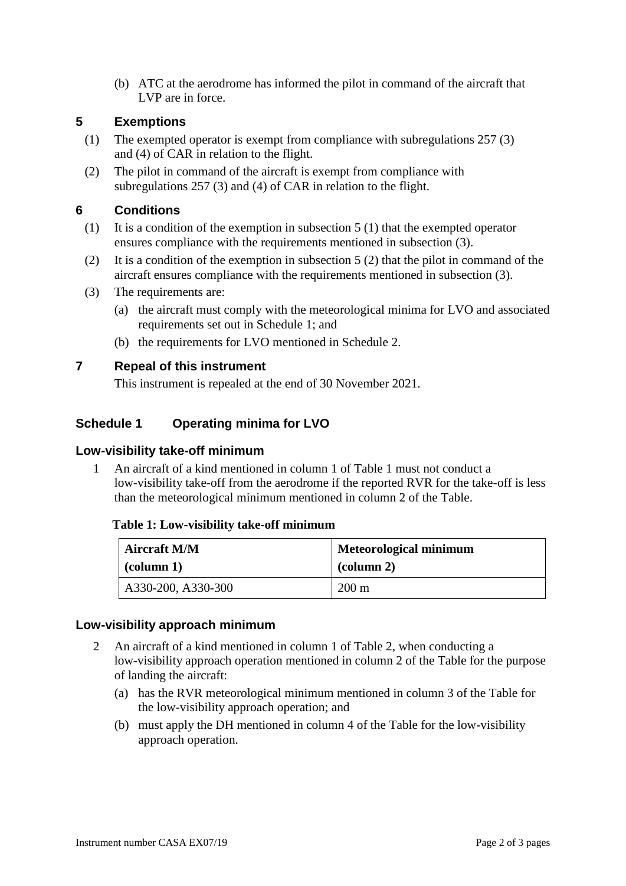(b) ATC at the aerodrome has informed the pilot in command of the aircraft that LVP are in force.

## 5 Exemptions

(1) The exempted operator is exempt from compliance with subregulations 257 (3) and (4) of CAR in relation to the flight.

(2) The pilot in command of the aircraft is exempt from compliance with subregulations 257 (3) and (4) of CAR in relation to the flight.

## 6 Conditions

(1) It is a condition of the exemption in subsection 5 (1) that the exempted operator ensures compliance with the requirements mentioned in subsection (3).

(2) It is a condition of the exemption in subsection 5 (2) that the pilot in command of the aircraft ensures compliance with the requirements mentioned in subsection (3).

(3) The requirements are:

(a) the aircraft must comply with the meteorological minima for LVO and associated requirements set out in Schedule 1; and

(b) the requirements for LVO mentioned in Schedule 2.

## 7 Repeal of this instrument

This instrument is repealed at the end of 30 November 2021.

## Schedule 1 Operating minima for LVO

### Low-visibility take-off minimum

1 An aircraft of a kind mentioned in column 1 of Table 1 must not conduct a low-visibility take-off from the aerodrome if the reported RVR for the take-off is less than the meteorological minimum mentioned in column 2 of the Table.

**Table 1: Low-visibility take-off minimum**

| Aircraft M/M (column 1) | Meteorological minimum (column 2) |
|---|---|
| A330-200, A330-300 | 200 m |

### Low-visibility approach minimum

2 An aircraft of a kind mentioned in column 1 of Table 2, when conducting a low-visibility approach operation mentioned in column 2 of the Table for the purpose of landing the aircraft:

(a) has the RVR meteorological minimum mentioned in column 3 of the Table for the low-visibility approach operation; and

(b) must apply the DH mentioned in column 4 of the Table for the low-visibility approach operation.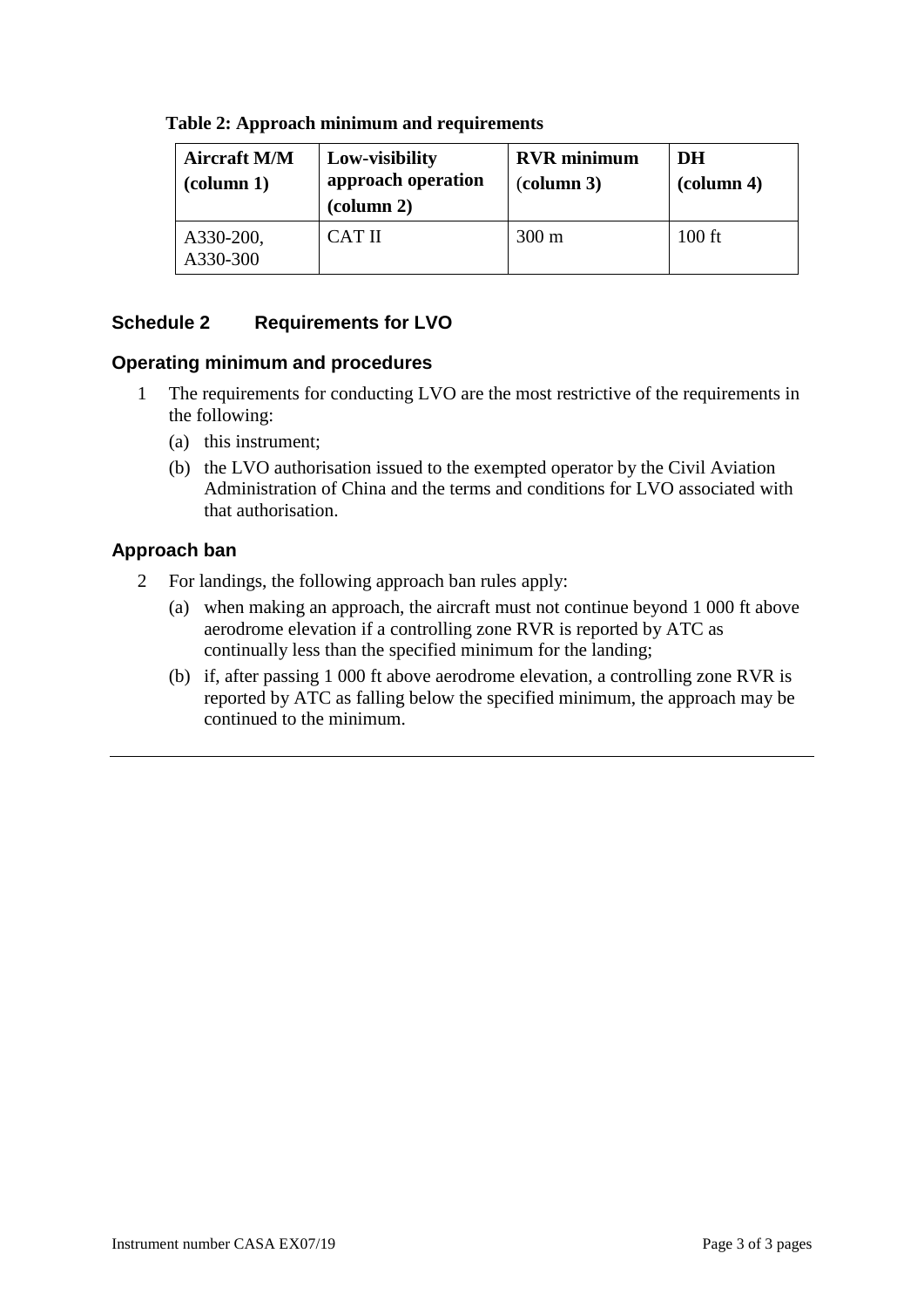**Table 2: Approach minimum and requirements**

| Aircraft M/M (column 1) | Low-visibility approach operation (column 2) | RVR minimum (column 3) | DH (column 4) |
| --- | --- | --- | --- |
| A330-200, A330-300 | CAT II | 300 m | 100 ft |

## Schedule 2 Requirements for LVO

### Operating minimum and procedures

1 The requirements for conducting LVO are the most restrictive of the requirements in the following:

(a) this instrument;

(b) the LVO authorisation issued to the exempted operator by the Civil Aviation Administration of China and the terms and conditions for LVO associated with that authorisation.

### Approach ban

2 For landings, the following approach ban rules apply:

(a) when making an approach, the aircraft must not continue beyond 1 000 ft above aerodrome elevation if a controlling zone RVR is reported by ATC as continually less than the specified minimum for the landing;

(b) if, after passing 1 000 ft above aerodrome elevation, a controlling zone RVR is reported by ATC as falling below the specified minimum, the approach may be continued to the minimum.